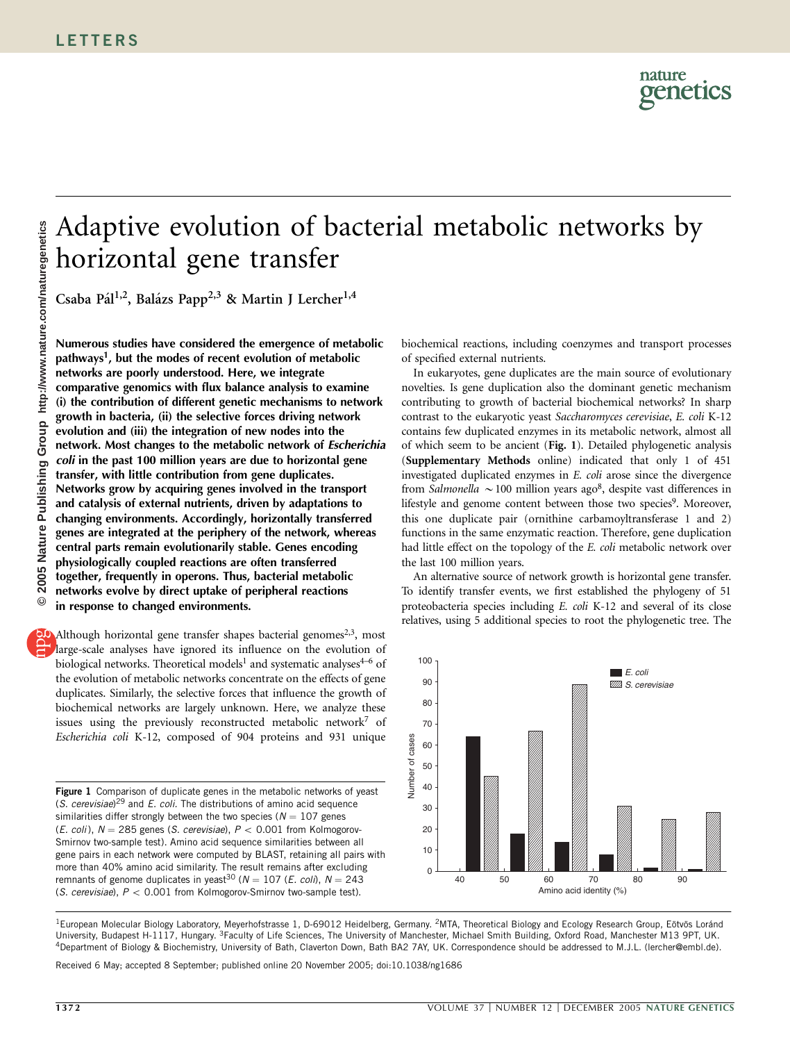# Adaptive evolution of bacterial metabolic networks by horizontal gene transfer

Csaba Pál[1,2], Balázs Papp[2,3] & Martin J Lercher[1,4]

**Numerous studies have considered the emergence of metabolic pathways[1], but the modes of recent evolution of metabolic networks are poorly understood. Here, we integrate comparative genomics with flux balance analysis to examine (i) the contribution of different genetic mechanisms to network growth in bacteria, (ii) the selective forces driving network evolution and (iii) the integration of new nodes into the network. Most changes to the metabolic network of *Escherichia coli* in the past 100 million years are due to horizontal gene transfer, with little contribution from gene duplicates. Networks grow by acquiring genes involved in the transport and catalysis of external nutrients, driven by adaptations to changing environments. Accordingly, horizontally transferred genes are integrated at the periphery of the network, whereas central parts remain evolutionarily stable. Genes encoding physiologically coupled reactions are often transferred together, frequently in operons. Thus, bacterial metabolic networks evolve by direct uptake of peripheral reactions in response to changed environments.**

Although horizontal gene transfer shapes bacterial genomes[2,3], most large-scale analyses have ignored its influence on the evolution of biological networks. Theoretical models[1] and systematic analyses[4–6] of the evolution of metabolic networks concentrate on the effects of gene duplicates. Similarly, the selective forces that influence the growth of biochemical networks are largely unknown. Here, we analyze these issues using the previously reconstructed metabolic network[7] of *Escherichia coli* K-12, composed of 904 proteins and 931 unique biochemical reactions, including coenzymes and transport processes of specified external nutrients.

In eukaryotes, gene duplicates are the main source of evolutionary novelties. Is gene duplication also the dominant genetic mechanism contributing to growth of bacterial biochemical networks? In sharp contrast to the eukaryotic yeast *Saccharomyces cerevisiae*, *E. coli* K-12 contains few duplicated enzymes in its metabolic network, almost all of which seem to be ancient (**Fig. 1**). Detailed phylogenetic analysis (**Supplementary Methods** online) indicated that only 1 of 451 investigated duplicated enzymes in *E. coli* arose since the divergence from *Salmonella* ~100 million years ago[8], despite vast differences in lifestyle and genome content between those two species[9]. Moreover, this one duplicate pair (ornithine carbamoyltransferase 1 and 2) functions in the same enzymatic reaction. Therefore, gene duplication had little effect on the topology of the *E. coli* metabolic network over the last 100 million years.

An alternative source of network growth is horizontal gene transfer. To identify transfer events, we first established the phylogeny of 51 proteobacteria species including *E. coli* K-12 and several of its close relatives, using 5 additional species to root the phylogenetic tree. The

**Figure 1** Comparison of duplicate genes in the metabolic networks of yeast (*S. cerevisiae*)[29] and *E. coli*. The distributions of amino acid sequence similarities differ strongly between the two species ($N = 107$ genes (*E. coli*), $N = 285$ genes (*S. cerevisiae*), $P < 0.001$ from Kolmogorov-Smirnov two-sample test). Amino acid sequence similarities between all gene pairs in each network were computed by BLAST, retaining all pairs with more than 40% amino acid similarity. The result remains after excluding remnants of genome duplicates in yeast[30] ($N = 107$ (*E. coli*), $N = 243$ (*S. cerevisiae*), $P < 0.001$ from Kolmogorov-Smirnov two-sample test).

[1]European Molecular Biology Laboratory, Meyerhofstrasse 1, D-69012 Heidelberg, Germany. [2]MTA, Theoretical Biology and Ecology Research Group, Eötvös Loránd University, Budapest H-1117, Hungary. [3]Faculty of Life Sciences, The University of Manchester, Michael Smith Building, Oxford Road, Manchester M13 9PT, UK. [4]Department of Biology & Biochemistry, University of Bath, Claverton Down, Bath BA2 7AY, UK. Correspondence should be addressed to M.J.L. (lercher@embl.de).

Received 6 May; accepted 8 September; published online 20 November 2005; doi:10.1038/ng1686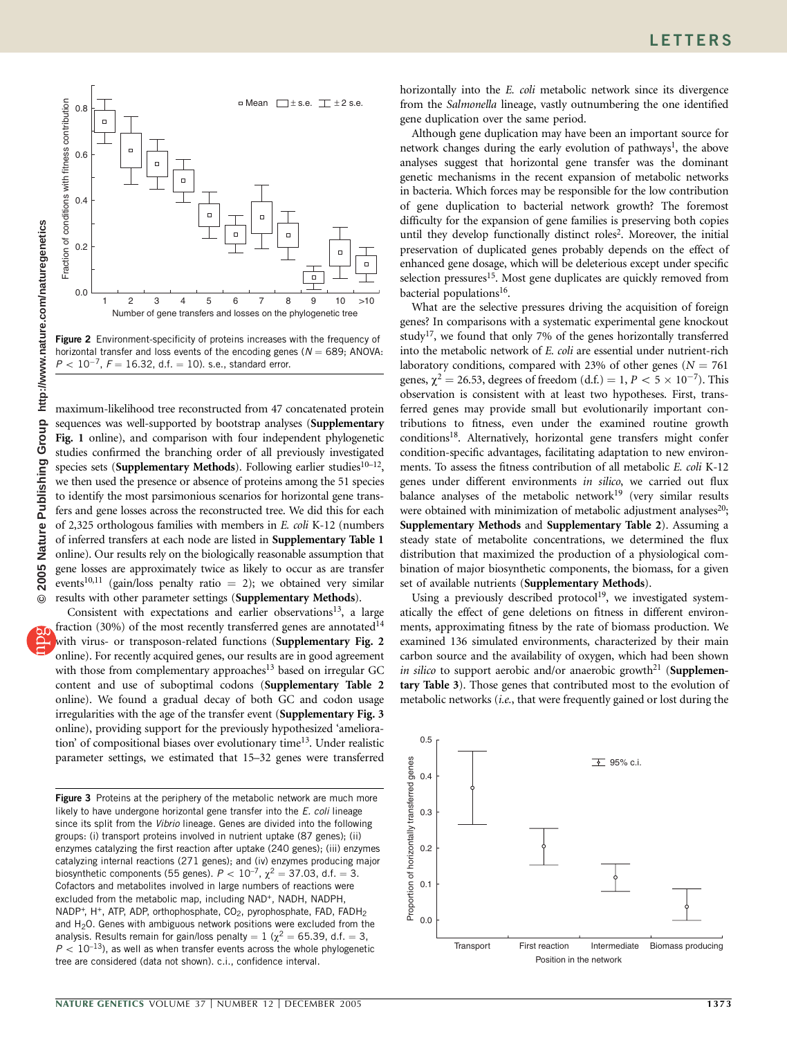**Figure 2** Environment-specificity of proteins increases with the frequency of horizontal transfer and loss events of the encoding genes ($N = 689$; ANOVA: $P < 10^{-7}$, $F = 16.32$, d.f. = 10). s.e., standard error.

maximum-likelihood tree reconstructed from 47 concatenated protein sequences was well-supported by bootstrap analyses (**Supplementary Fig. 1** online), and comparison with four independent phylogenetic studies confirmed the branching order of all previously investigated species sets (**Supplementary Methods**). Following earlier studies[10–12], we then used the presence or absence of proteins among the 51 species to identify the most parsimonious scenarios for horizontal gene transfers and gene losses across the reconstructed tree. We did this for each of 2,325 orthologous families with members in *E. coli* K-12 (numbers of inferred transfers at each node are listed in **Supplementary Table 1** online). Our results rely on the biologically reasonable assumption that gene losses are approximately twice as likely to occur as are transfer events[10,11] (gain/loss penalty ratio = 2); we obtained very similar results with other parameter settings (**Supplementary Methods**).

Consistent with expectations and earlier observations[13], a large fraction (30%) of the most recently transferred genes are annotated[14] with virus- or transposon-related functions (**Supplementary Fig. 2** online). For recently acquired genes, our results are in good agreement with those from complementary approaches[13] based on irregular GC content and use of suboptimal codons (**Supplementary Table 2** online). We found a gradual decay of both GC and codon usage irregularities with the age of the transfer event (**Supplementary Fig. 3** online), providing support for the previously hypothesized 'amelioration' of compositional biases over evolutionary time[13]. Under realistic parameter settings, we estimated that 15–32 genes were transferred horizontally into the *E. coli* metabolic network since its divergence from the *Salmonella* lineage, vastly outnumbering the one identified gene duplication over the same period.

Although gene duplication may have been an important source for network changes during the early evolution of pathways[1], the above analyses suggest that horizontal gene transfer was the dominant genetic mechanisms in the recent expansion of metabolic networks in bacteria. Which forces may be responsible for the low contribution of gene duplication to bacterial network growth? The foremost difficulty for the expansion of gene families is preserving both copies until they develop functionally distinct roles[2]. Moreover, the initial preservation of duplicated genes probably depends on the effect of enhanced gene dosage, which will be deleterious except under specific selection pressures[15]. Most gene duplicates are quickly removed from bacterial populations[16].

What are the selective pressures driving the acquisition of foreign genes? In comparisons with a systematic experimental gene knockout study[17], we found that only 7% of the genes horizontally transferred into the metabolic network of *E. coli* are essential under nutrient-rich laboratory conditions, compared with 23% of other genes ($N = 761$ genes, $\chi^2 = 26.53$, degrees of freedom (d.f.) = 1, $P < 5 \times 10^{-7}$). This observation is consistent with at least two hypotheses. First, transferred genes may provide small but evolutionarily important contributions to fitness, even under the examined routine growth conditions[18]. Alternatively, horizontal gene transfers might confer condition-specific advantages, facilitating adaptation to new environments. To assess the fitness contribution of all metabolic *E. coli* K-12 genes under different environments *in silico*, we carried out flux balance analyses of the metabolic network[19] (very similar results were obtained with minimization of metabolic adjustment analyses[20]; **Supplementary Methods** and **Supplementary Table 2**). Assuming a steady state of metabolite concentrations, we determined the flux distribution that maximized the production of a physiological combination of major biosynthetic components, the biomass, for a given set of available nutrients (**Supplementary Methods**).

Using a previously described protocol[19], we investigated systematically the effect of gene deletions on fitness in different environments, approximating fitness by the rate of biomass production. We examined 136 simulated environments, characterized by their main carbon source and the availability of oxygen, which had been shown *in silico* to support aerobic and/or anaerobic growth[21] (**Supplementary Table 3**). Those genes that contributed most to the evolution of metabolic networks (*i.e.*, that were frequently gained or lost during the

**Figure 3** Proteins at the periphery of the metabolic network are much more likely to have undergone horizontal gene transfer into the *E. coli* lineage since its split from the *Vibrio* lineage. Genes are divided into the following groups: (i) transport proteins involved in nutrient uptake (87 genes); (ii) enzymes catalyzing the first reaction after uptake (240 genes); (iii) enzymes catalyzing internal reactions (271 genes); and (iv) enzymes producing major biosynthetic components (55 genes). $P < 10^{-7}$, $\chi^2 = 37.03$, d.f. = 3. Cofactors and metabolites involved in large numbers of reactions were excluded from the metabolic map, including NAD$^+$, NADH, NADPH, NADP$^+$, H$^+$, ATP, ADP, orthophosphate, $CO_2$, pyrophosphate, FAD, $FADH_2$ and $H_2O$. Genes with ambiguous network positions were excluded from the analysis. Results remain for gain/loss penalty = 1 ($\chi^2 = 65.39$, d.f. = 3, $P < 10^{-13}$), as well as when transfer events across the whole phylogenetic tree are considered (data not shown). c.i., confidence interval.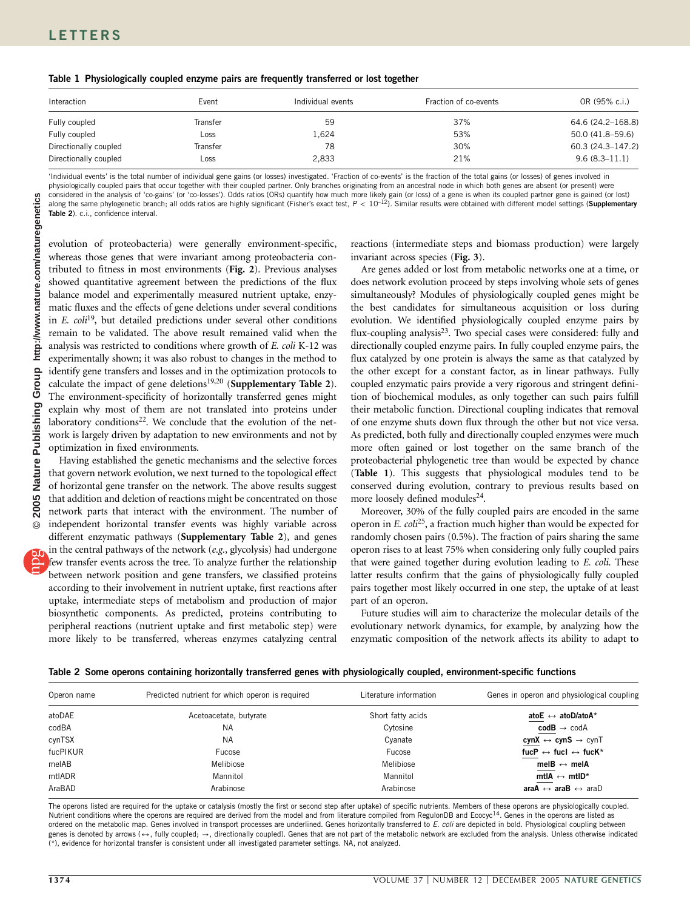**Table 1 Physiologically coupled enzyme pairs are frequently transferred or lost together**

| Interaction | Event | Individual events | Fraction of co-events | OR (95% c.i.) |
|---|---|---|---|---|
| Fully coupled | Transfer | 59 | 37% | 64.6 (24.2–168.8) |
| Fully coupled | Loss | 1,624 | 53% | 50.0 (41.8–59.6) |
| Directionally coupled | Transfer | 78 | 30% | 60.3 (24.3–147.2) |
| Directionally coupled | Loss | 2,833 | 21% | 9.6 (8.3–11.1) |

'Individual events' is the total number of individual gene gains (or losses) investigated. 'Fraction of co-events' is the fraction of the total gains (or losses) of genes involved in physiologically coupled pairs that occur together with their coupled partner. Only branches originating from an ancestral node in which both genes are absent (or present) were considered in the analysis of 'co-gains' (or 'co-losses'). Odds ratios (ORs) quantify how much more likely gain (or loss) of a gene is when its coupled partner gene is gained (or lost) along the same phylogenetic branch; all odds ratios are highly significant (Fisher's exact test, $P < 10^{-12}$). Similar results were obtained with different model settings (**Supplementary Table 2**). c.i., confidence interval.

evolution of proteobacteria) were generally environment-specific, whereas those genes that were invariant among proteobacteria contributed to fitness in most environments (**Fig. 2**). Previous analyses showed quantitative agreement between the predictions of the flux balance model and experimentally measured nutrient uptake, enzymatic fluxes and the effects of gene deletions under several conditions in *E. coli*[19], but detailed predictions under several other conditions remain to be validated. The above result remained valid when the analysis was restricted to conditions where growth of *E. coli* K-12 was experimentally shown; it was also robust to changes in the method to identify gene transfers and losses and in the optimization protocols to calculate the impact of gene deletions[19,20] (**Supplementary Table 2**). The environment-specificity of horizontally transferred genes might explain why most of them are not translated into proteins under laboratory conditions[22]. We conclude that the evolution of the network is largely driven by adaptation to new environments and not by optimization in fixed environments.

Having established the genetic mechanisms and the selective forces that govern network evolution, we next turned to the topological effect of horizontal gene transfer on the network. The above results suggest that addition and deletion of reactions might be concentrated on those network parts that interact with the environment. The number of independent horizontal transfer events was highly variable across different enzymatic pathways (**Supplementary Table 2**), and genes in the central pathways of the network (*e.g.*, glycolysis) had undergone few transfer events across the tree. To analyze further the relationship between network position and gene transfers, we classified proteins according to their involvement in nutrient uptake, first reactions after uptake, intermediate steps of metabolism and production of major biosynthetic components. As predicted, proteins contributing to peripheral reactions (nutrient uptake and first metabolic step) were more likely to be transferred, whereas enzymes catalyzing central reactions (intermediate steps and biomass production) were largely invariant across species (**Fig. 3**).

Are genes added or lost from metabolic networks one at a time, or does network evolution proceed by steps involving whole sets of genes simultaneously? Modules of physiologically coupled genes might be the best candidates for simultaneous acquisition or loss during evolution. We identified physiologically coupled enzyme pairs by flux-coupling analysis[23]. Two special cases were considered: fully and directionally coupled enzyme pairs. In fully coupled enzyme pairs, the flux catalyzed by one protein is always the same as that catalyzed by the other except for a constant factor, as in linear pathways. Fully coupled enzymatic pairs provide a very rigorous and stringent definition of biochemical modules, as only together can such pairs fulfill their metabolic function. Directional coupling indicates that removal of one enzyme shuts down flux through the other but not vice versa. As predicted, both fully and directionally coupled enzymes were much more often gained or lost together on the same branch of the proteobacterial phylogenetic tree than would be expected by chance (**Table 1**). This suggests that physiological modules tend to be conserved during evolution, contrary to previous results based on more loosely defined modules[24].

Moreover, 30% of the fully coupled pairs are encoded in the same operon in *E. coli*[25], a fraction much higher than would be expected for randomly chosen pairs (0.5%). The fraction of pairs sharing the same operon rises to at least 75% when considering only fully coupled pairs that were gained together during evolution leading to *E. coli*. These latter results confirm that the gains of physiologically fully coupled pairs together most likely occurred in one step, the uptake of at least part of an operon.

Future studies will aim to characterize the molecular details of the evolutionary network dynamics, for example, by analyzing how the enzymatic composition of the network affects its ability to adapt to

**Table 2 Some operons containing horizontally transferred genes with physiologically coupled, environment-specific functions**

| Operon name | Predicted nutrient for which operon is required | Literature information | Genes in operon and physiological coupling |
|---|---|---|---|
| atoDAE | Acetoacetate, butyrate | Short fatty acids | **atoE** ↔ **atoD/atoA*** |
| codBA | NA | Cytosine | **codB** → codA |
| cynTSX | NA | Cyanate | **cynX** ↔ **cynS** → cynT |
| fucPIKUR | Fucose | Fucose | **fucP** ↔ **fucI** ↔ **fucK*** |
| melAB | Melibiose | Melibiose | **melB** ↔ **melA** |
| mtlADR | Mannitol | Mannitol | **mtlA** ↔ **mtlD*** |
| AraBAD | Arabinose | Arabinose | **araA** ↔ **araB** ↔ araD |

The operons listed are required for the uptake or catalysis (mostly the first or second step after uptake) of specific nutrients. Members of these operons are physiologically coupled. Nutrient conditions where the operons are required are derived from the model and from literature compiled from RegulonDB and Ecocyc[14]. Genes in the operons are listed as ordered on the metabolic map. Genes involved in transport processes are underlined. Genes horizontally transferred to *E. coli* are depicted in bold. Physiological coupling between genes is denoted by arrows (↔, fully coupled; →, directionally coupled). Genes that are not part of the metabolic network are excluded from the analysis. Unless otherwise indicated (*), evidence for horizontal transfer is consistent under all investigated parameter settings. NA, not analyzed.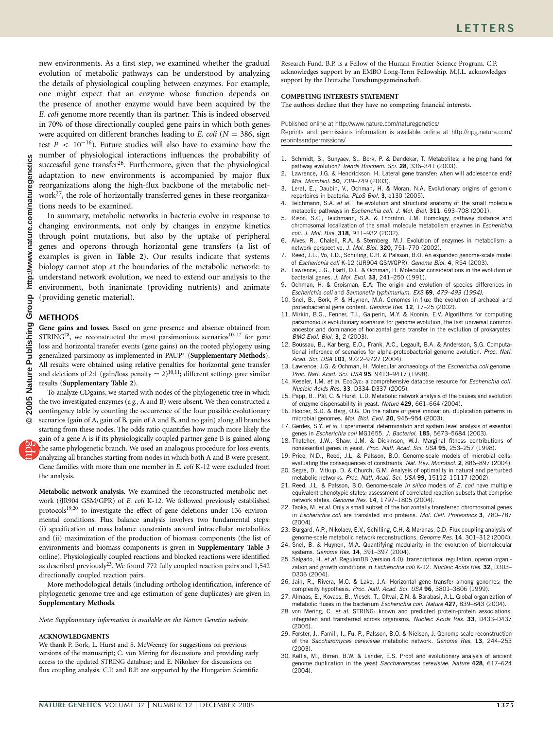new environments. As a first step, we examined whether the gradual evolution of metabolic pathways can be understood by analyzing the details of physiological coupling between enzymes. For example, one might expect that an enzyme whose function depends on the presence of another enzyme would have been acquired by the *E. coli* genome more recently than its partner. This is indeed observed in 70% of those directionally coupled gene pairs in which both genes were acquired on different branches leading to *E. coli* ($N = 386$, sign test $P < 10^{-16}$). Future studies will also have to examine how the number of physiological interactions influences the probability of successful gene transfer[26]. Furthermore, given that the physiological adaptation to new environments is accompanied by major flux reorganizations along the high-flux backbone of the metabolic network[27], the role of horizontally transferred genes in these reorganizations needs to be examined.

In summary, metabolic networks in bacteria evolve in response to changing environments, not only by changes in enzyme kinetics through point mutations, but also by the uptake of peripheral genes and operons through horizontal gene transfers (a list of examples is given in **Table 2**). Our results indicate that systems biology cannot stop at the boundaries of the metabolic network: to understand network evolution, we need to extend our analysis to the environment, both inanimate (providing nutrients) and animate (providing genetic material).

## METHODS

**Gene gains and losses.** Based on gene presence and absence obtained from STRING[28], we reconstructed the most parsimonious scenarios[10–12] for gene loss and horizontal transfer events (gene gains) on the rooted phylogeny using generalized parsimony as implemented in PAUP* (**Supplementary Methods**). All results were obtained using relative penalties for horizontal gene transfer and deletions of 2:1 (gain/loss penalty = 2)[10,11]; different settings gave similar results (**Supplementary Table 2**).

To analyze CDgains, we started with nodes of the phylogenetic tree in which the two investigated enzymes (*e.g.*, A and B) were absent. We then constructed a contingency table by counting the occurrence of the four possible evolutionary scenarios (gain of A, gain of B, gain of A and B, and no gain) along all branches starting from these nodes. The odds ratio quantifies how much more likely the gain of a gene A is if its physiologically coupled partner gene B is gained along the same phylogenetic branch. We used an analogous procedure for loss events, analyzing all branches starting from nodes in which both A and B were present. Gene families with more than one member in *E. coli* K-12 were excluded from the analysis.

**Metabolic network analysis.** We examined the reconstructed metabolic network (*i*JR904 GSM/GPR) of *E. coli* K-12. We followed previously established protocols[19,20] to investigate the effect of gene deletions under 136 environmental conditions. Flux balance analysis involves two fundamental steps: (i) specification of mass balance constraints around intracellular metabolites and (ii) maximization of the production of biomass components (the list of environments and biomass components is given in **Supplementary Table 3** online). Physiologically coupled reactions and blocked reactions were identified as described previously[23]. We found 772 fully coupled reaction pairs and 1,542 directionally coupled reaction pairs.

More methodological details (including ortholog identification, inference of phylogenetic genome tree and age estimation of gene duplicates) are given in **Supplementary Methods**.

*Note: Supplementary information is available on the Nature Genetics website.*

### ACKNOWLEDGMENTS

We thank P. Bork, L. Hurst and S. McWeeney for suggestions on previous versions of the manuscript; C. von Mering for discussions and providing early access to the updated STRING database; and E. Nikolaev for discussions on flux coupling analysis. C.P. and B.P. are supported by the Hungarian Scientific Research Fund. B.P. is a Fellow of the Human Frontier Science Program. C.P. acknowledges support by an EMBO Long-Term Fellowship. M.J.L. acknowledges support by the Deutsche Forschungsgemeinschaft.

### COMPETING INTERESTS STATEMENT

The authors declare that they have no competing financial interests.

Published online at http://www.nature.com/naturegenetics/
Reprints and permissions information is available online at http://npg.nature.com/reprintsandpermissions/

1. Schmidt, S., Sunyaev, S., Bork, P. & Dandekar, T. Metabolites: a helping hand for pathway evolution? *Trends Biochem. Sci.* **28**, 336–341 (2003).
2. Lawrence, J.G. & Hendrickson, H. Lateral gene transfer: when will adolescence end? *Mol. Microbiol.* **50**, 739–749 (2003).
3. Lerat, E., Daubin, V., Ochman, H. & Moran, N.A. Evolutionary origins of genomic repertoires in bacteria. *PLoS Biol.* **3**, e130 (2005).
4. Teichmann, S.A. *et al.* The evolution and structural anatomy of the small molecule metabolic pathways in *Escherichia coli*. *J. Mol. Biol.* **311**, 693–708 (2001).
5. Rison, S.C., Teichmann, S.A. & Thornton, J.M. Homology, pathway distance and chromosomal localization of the small molecule metabolism enzymes in *Escherichia coli*. *J. Mol. Biol.* **318**, 911–932 (2002).
6. Alves, R., Chaleil, R.A. & Sternberg, M.J. Evolution of enzymes in metabolism: a network perspective. *J. Mol. Biol.* **320**, 751–770 (2002).
7. Reed, J.L., Vo, T.D., Schilling, C.H. & Palsson, B.O. An expanded genome-scale model of *Escherichia coli* K-12 (iJR904 GSM/GPR). *Genome Biol.* **4**, R54 (2003).
8. Lawrence, J.G., Hartl, D.L. & Ochman, H. Molecular considerations in the evolution of bacterial genes. *J. Mol. Evol.* **33**, 241–250 (1991).
9. Ochman, H. & Groisman, E.A. The origin and evolution of species differences in *Escherichia coli* and *Salmonella typhimurium*. *EXS* **69**, 479–493 (1994).
10. Snel, B., Bork, P. & Huynen, M.A. Genomes in flux: the evolution of archaeal and proteobacterial gene content. *Genome Res.* **12**, 17–25 (2002).
11. Mirkin, B.G., Fenner, T.I., Galperin, M.Y. & Koonin, E.V. Algorithms for computing parsimonious evolutionary scenarios for genome evolution, the last universal common ancestor and dominance of horizontal gene transfer in the evolution of prokaryotes. *BMC Evol. Biol.* **3**, 2 (2003).
12. Boussau, B., Karlberg, E.O., Frank, A.C., Legault, B.A. & Andersson, S.G. Computational inference of scenarios for alpha-proteobacterial genome evolution. *Proc. Natl. Acad. Sci. USA* **101**, 9722–9727 (2004).
13. Lawrence, J.G. & Ochman, H. Molecular archaeology of the *Escherichia coli* genome. *Proc. Natl. Acad. Sci. USA* **95**, 9413–9417 (1998).
14. Keseler, I.M. *et al.* EcoCyc: a comprehensive database resource for *Escherichia coli*. *Nucleic Acids Res.* **33**, D334–D337 (2005).
15. Papp, B., Pál, C. & Hurst, L.D. Metabolic network analysis of the causes and evolution of enzyme dispensability in yeast. *Nature* **429**, 661–664 (2004).
16. Hooper, S.D. & Berg, O.G. On the nature of gene innovation: duplication patterns in microbial genomes. *Mol. Biol. Evol.* **20**, 945–954 (2003).
17. Gerdes, S.Y. *et al.* Experimental determination and system level analysis of essential genes in *Escherichia coli* MG1655. *J. Bacteriol.* **185**, 5673–5684 (2003).
18. Thatcher, J.W., Shaw, J.M. & Dickinson, W.J. Marginal fitness contributions of nonessential genes in yeast. *Proc. Natl. Acad. Sci. USA* **95**, 253–257 (1998).
19. Price, N.D., Reed, J.L. & Palsson, B.O. Genome-scale models of microbial cells: evaluating the consequences of constraints. *Nat. Rev. Microbiol.* **2**, 886–897 (2004).
20. Segre, D., Vitkup, D. & Church, G.M. Analysis of optimality in natural and perturbed metabolic networks. *Proc. Natl. Acad. Sci. USA* **99**, 15112–15117 (2002).
21. Reed, J.L. & Palsson, B.O. Genome-scale *in silico* models of *E. coli* have multiple equivalent phenotypic states: assessment of correlated reaction subsets that comprise network states. *Genome Res.* **14**, 1797–1805 (2004).
22. Taoka, M. *et al.* Only a small subset of the horizontally transferred chromosomal genes in *Escherichia coli* are translated into proteins. *Mol. Cell. Proteomics* **3**, 780–787 (2004).
23. Burgard, A.P., Nikolaev, E.V., Schilling, C.H. & Maranas, C.D. Flux coupling analysis of genome-scale metabolic network reconstructions. *Genome Res.* **14**, 301–312 (2004).
24. Snel, B. & Huynen, M.A. Quantifying modularity in the evolution of biomolecular systems. *Genome Res.* **14**, 391–397 (2004).
25. Salgado, H. *et al.* RegulonDB (version 4.0): transcriptional regulation, operon organization and growth conditions in *Escherichia coli* K-12. *Nucleic Acids Res.* **32**, D303–D306 (2004).
26. Jain, R., Rivera, M.C. & Lake, J.A. Horizontal gene transfer among genomes: the complexity hypothesis. *Proc. Natl. Acad. Sci. USA* **96**, 3801–3806 (1999).
27. Almaas, E., Kovacs, B., Vicsek, T., Oltvai, Z.N. & Barabasi, A.L. Global organization of metabolic fluxes in the bacterium *Escherichia coli*. *Nature* **427**, 839–843 (2004).
28. von Mering, C. *et al.* STRING: known and predicted protein-protein associations, integrated and transferred across organisms. *Nucleic Acids Res.* **33**, D433–D437 (2005).
29. Forster, J., Famili, I., Fu, P., Palsson, B.O. & Nielsen, J. Genome-scale reconstruction of the *Saccharomyces cerevisiae* metabolic network. *Genome Res.* **13**, 244–253 (2003).
30. Kellis, M., Birren, B.W. & Lander, E.S. Proof and evolutionary analysis of ancient genome duplication in the yeast *Saccharomyces cerevisiae*. *Nature* **428**, 617–624 (2004).